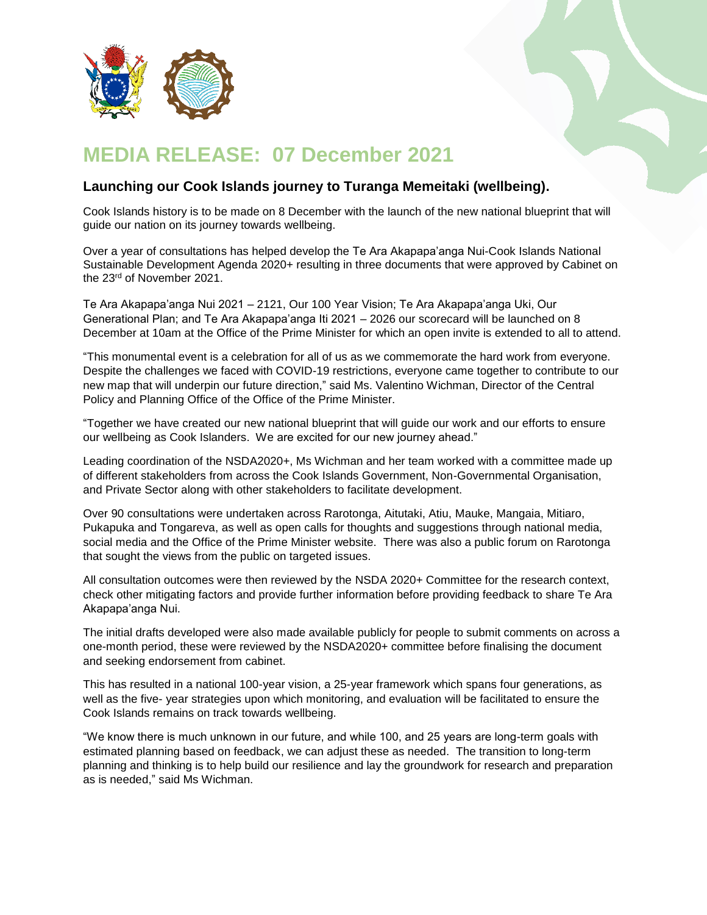# MEDIA RELEASE: 07 December 2021

## Launching our Cook Islands journey to Turanga Memeitaki (wellbeing).

Cook Islands history is to be made on 8 December with the launch of the new national blueprint that will guide our nation on its journey towards wellbeing.

Over a year of consultations has helped develop the Te Ara Akapapa'anga Nui-Cook Islands National Sustainable Development Agenda 2020+ resulting in three documents that were approved by Cabinet on the 23rd of November 2021.

Te Ara Akapapa'anga Nui 2021 – 2121, Our 100 Year Vision; Te Ara Akapapa'anga Uki, Our Generational Plan; and Te Ara Akapapa'anga Iti 2021 – 2026 our scorecard will be launched on 8 December at 10am at the Office of the Prime Minister for which an open invite is extended to all to attend.

"This monumental event is a celebration for all of us as we commemorate the hard work from everyone. Despite the challenges we faced with COVID-19 restrictions, everyone came together to contribute to our new map that will underpin our future direction," said Ms. Valentino Wichman, Director of the Central Policy and Planning Office of the Office of the Prime Minister.

"Together we have created our new national blueprint that will guide our work and our efforts to ensure our wellbeing as Cook Islanders. We are excited for our new journey ahead."

Leading coordination of the NSDA2020+, Ms Wichman and her team worked with a committee made up of different stakeholders from across the Cook Islands Government, Non-Governmental Organisation, and Private Sector along with other stakeholders to facilitate development.

Over 90 consultations were undertaken across Rarotonga, Aitutaki, Atiu, Mauke, Mangaia, Mitiaro, Pukapuka and Tongareva, as well as open calls for thoughts and suggestions through national media, social media and the Office of the Prime Minister website. There was also a public forum on Rarotonga that sought the views from the public on targeted issues.

All consultation outcomes were then reviewed by the NSDA 2020+ Committee for the research context, check other mitigating factors and provide further information before providing feedback to share Te Ara Akapapa'anga Nui.

The initial drafts developed were also made available publicly for people to submit comments on across a one-month period, these were reviewed by the NSDA2020+ committee before finalising the document and seeking endorsement from cabinet.

This has resulted in a national 100-year vision, a 25-year framework which spans four generations, as well as the five- year strategies upon which monitoring, and evaluation will be facilitated to ensure the Cook Islands remains on track towards wellbeing.

"We know there is much unknown in our future, and while 100, and 25 years are long-term goals with estimated planning based on feedback, we can adjust these as needed. The transition to long-term planning and thinking is to help build our resilience and lay the groundwork for research and preparation as is needed," said Ms Wichman.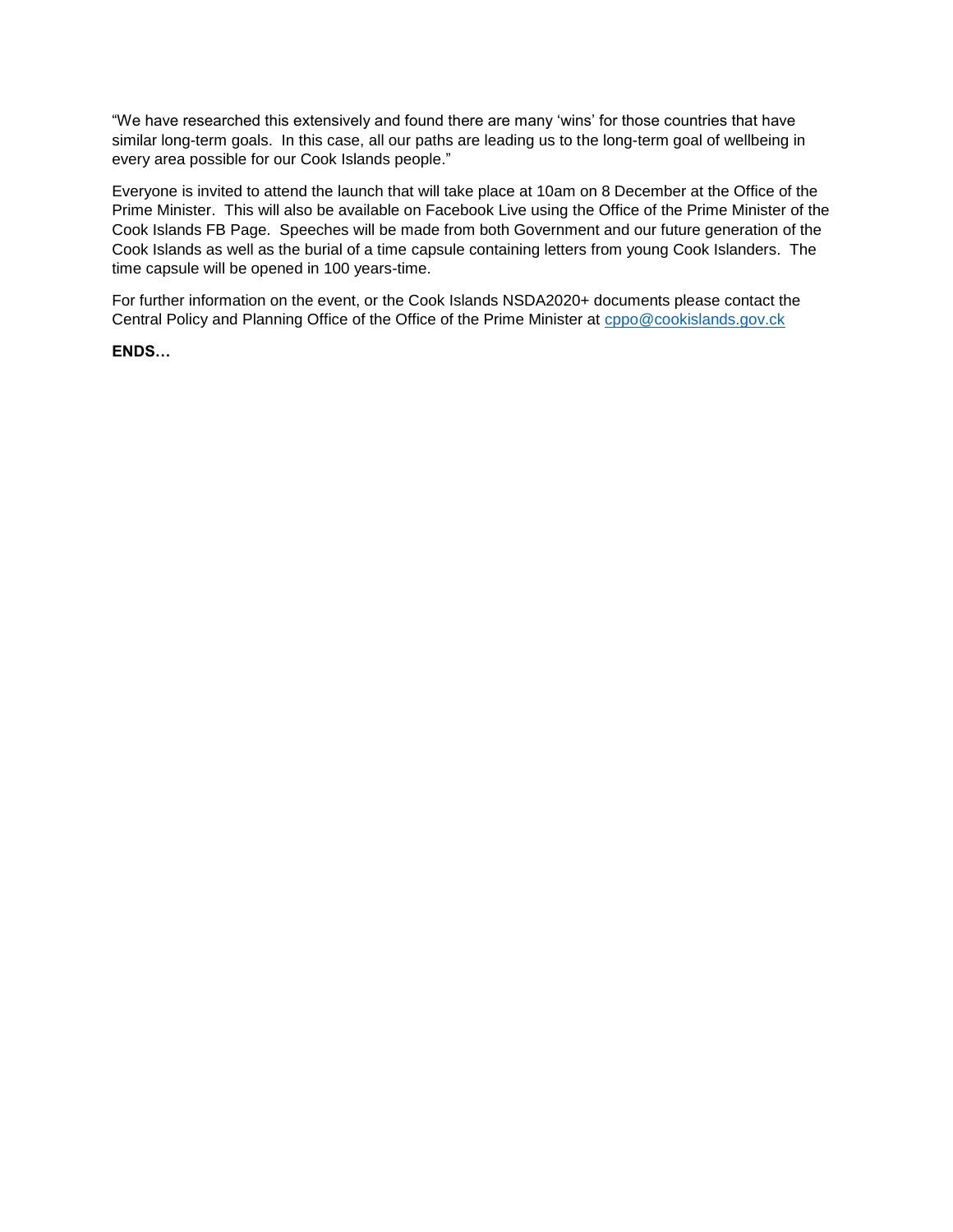"We have researched this extensively and found there are many 'wins' for those countries that have similar long-term goals. In this case, all our paths are leading us to the long-term goal of wellbeing in every area possible for our Cook Islands people."

Everyone is invited to attend the launch that will take place at 10am on 8 December at the Office of the Prime Minister. This will also be available on Facebook Live using the Office of the Prime Minister of the Cook Islands FB Page. Speeches will be made from both Government and our future generation of the Cook Islands as well as the burial of a time capsule containing letters from young Cook Islanders. The time capsule will be opened in 100 years-time.

For further information on the event, or the Cook Islands NSDA2020+ documents please contact the Central Policy and Planning Office of the Office of the Prime Minister at cppo@cookislands.gov.ck

**ENDS…**